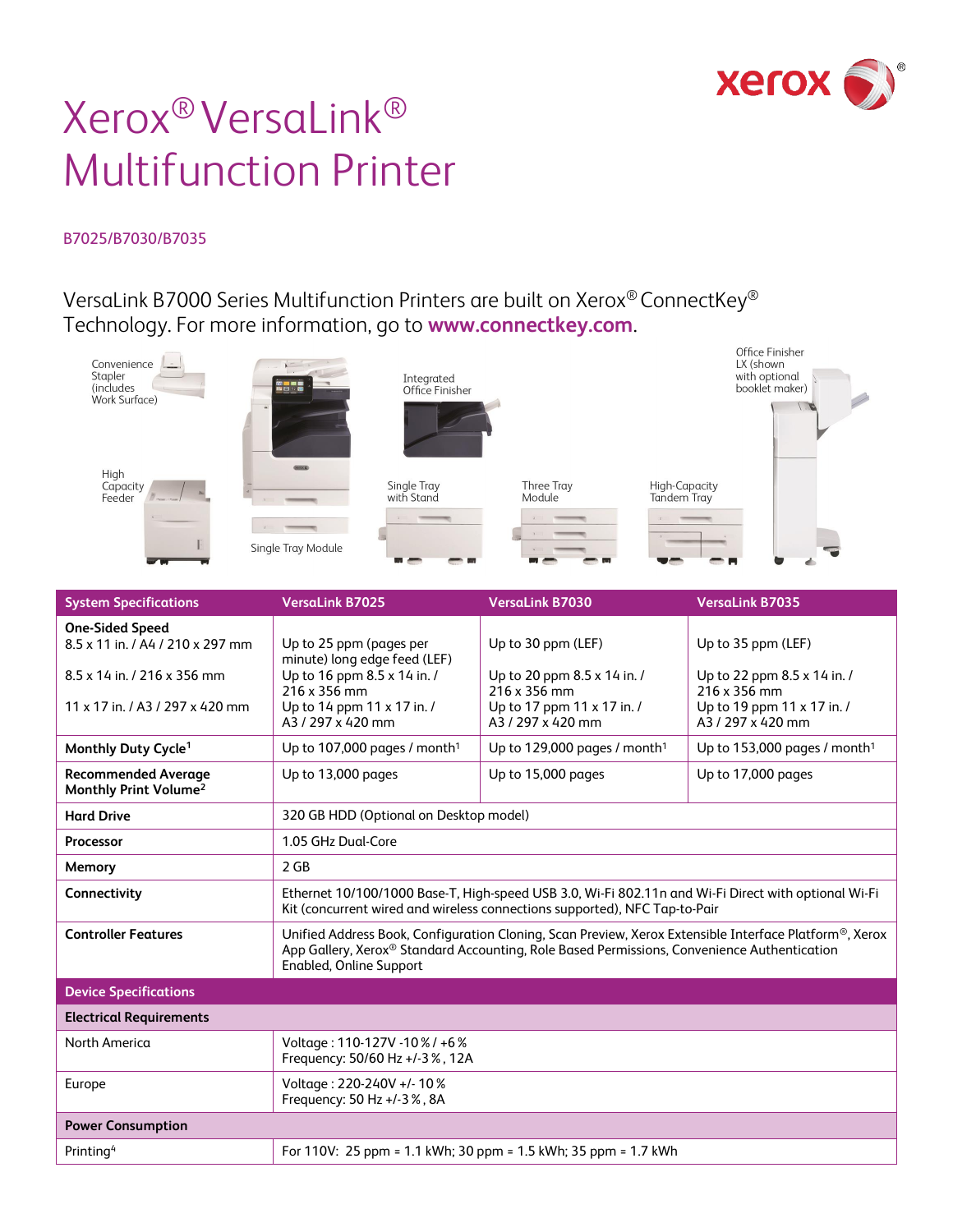# Xerox® VersaLink® Multifunction Printer

B7025/B7030/B7035

VersaLink B7000 Series Multifunction Printers are built on Xerox® ConnectKey® Technology. For more information, go to **www.connectkey.com**.

Convenience Stapler (includes Work Surface)

High Capacity Feeder

Single Tray Module

Integrated Office Finisher

Single Tray with Stand

Three Tray Module

High-Capacity Tandem Tray

Office Finisher LX (shown with optional booklet maker)

| System Specifications | VersaLink B7025 | VersaLink B7030 | VersaLink B7035 |
|---|---|---|---|
| **One-Sided Speed**<br>8.5 x 11 in. / A4 / 210 x 297 mm | Up to 25 ppm (pages per minute) long edge feed (LEF) | Up to 30 ppm (LEF) | Up to 35 ppm (LEF) |
| 8.5 x 14 in. / 216 x 356 mm | Up to 16 ppm 8.5 x 14 in. / 216 x 356 mm | Up to 20 ppm 8.5 x 14 in. / 216 x 356 mm | Up to 22 ppm 8.5 x 14 in. / 216 x 356 mm |
| 11 x 17 in. / A3 / 297 x 420 mm | Up to 14 ppm 11 x 17 in. / A3 / 297 x 420 mm | Up to 17 ppm 11 x 17 in. / A3 / 297 x 420 mm | Up to 19 ppm 11 x 17 in. / A3 / 297 x 420 mm |
| **Monthly Duty Cycle**[1] | Up to 107,000 pages / month[1] | Up to 129,000 pages / month[1] | Up to 153,000 pages / month[1] |
| **Recommended Average Monthly Print Volume**[2] | Up to 13,000 pages | Up to 15,000 pages | Up to 17,000 pages |
| **Hard Drive** | 320 GB HDD (Optional on Desktop model) | | |
| **Processor** | 1.05 GHz Dual-Core | | |
| **Memory** | 2 GB | | |
| **Connectivity** | Ethernet 10/100/1000 Base-T, High-speed USB 3.0, Wi-Fi 802.11n and Wi-Fi Direct with optional Wi-Fi Kit (concurrent wired and wireless connections supported), NFC Tap-to-Pair | | |
| **Controller Features** | Unified Address Book, Configuration Cloning, Scan Preview, Xerox Extensible Interface Platform®, Xerox App Gallery, Xerox® Standard Accounting, Role Based Permissions, Convenience Authentication Enabled, Online Support | | |
| **Device Specifications** | | | |
| **Electrical Requirements** | | | |
| North America | Voltage : 110-127V -10 % / +6 %<br>Frequency: 50/60 Hz +/-3 %, 12A | | |
| Europe | Voltage : 220-240V +/- 10 %<br>Frequency: 50 Hz +/-3 %, 8A | | |
| **Power Consumption** | | | |
| Printing[4] | For 110V: 25 ppm = 1.1 kWh; 30 ppm = 1.5 kWh; 35 ppm = 1.7 kWh | | |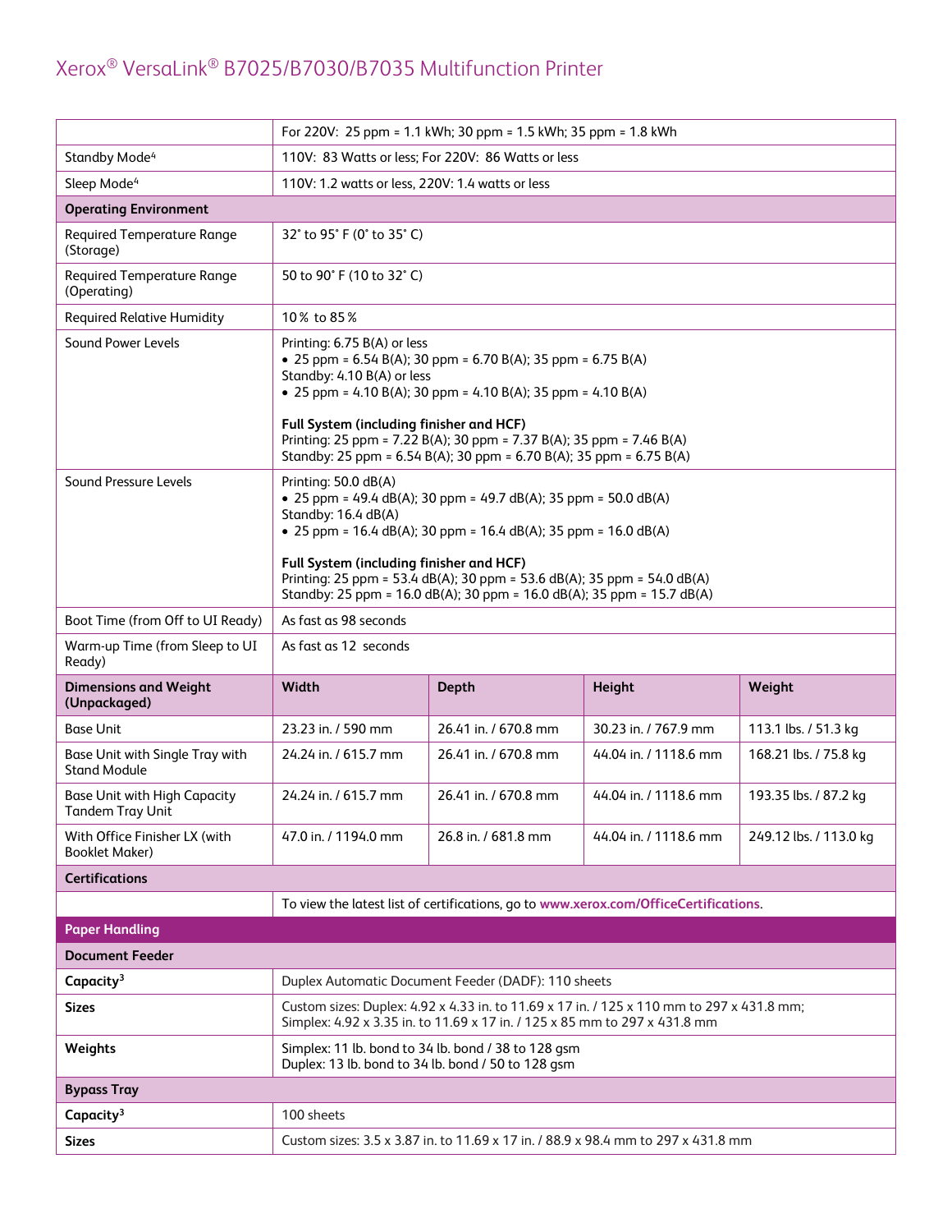| | | | | |
|---|---|---|---|---|
| | For 220V: 25 ppm = 1.1 kWh; 30 ppm = 1.5 kWh; 35 ppm = 1.8 kWh | | | |
| Standby Mode[4] | 110V: 83 Watts or less; For 220V: 86 Watts or less | | | |
| Sleep Mode[4] | 110V: 1.2 watts or less, 220V: 1.4 watts or less | | | |
| **Operating Environment** | | | | |
| Required Temperature Range (Storage) | 32˚ to 95˚ F (0˚ to 35˚ C) | | | |
| Required Temperature Range (Operating) | 50 to 90˚ F (10 to 32˚ C) | | | |
| Required Relative Humidity | 10% to 85% | | | |
| Sound Power Levels | Printing: 6.75 B(A) or less<br>• 25 ppm = 6.54 B(A); 30 ppm = 6.70 B(A); 35 ppm = 6.75 B(A)<br>Standby: 4.10 B(A) or less<br>• 25 ppm = 4.10 B(A); 30 ppm = 4.10 B(A); 35 ppm = 4.10 B(A)<br><br>**Full System (including finisher and HCF)**<br>Printing: 25 ppm = 7.22 B(A); 30 ppm = 7.37 B(A); 35 ppm = 7.46 B(A)<br>Standby: 25 ppm = 6.54 B(A); 30 ppm = 6.70 B(A); 35 ppm = 6.75 B(A) | | | |
| Sound Pressure Levels | Printing: 50.0 dB(A)<br>• 25 ppm = 49.4 dB(A); 30 ppm = 49.7 dB(A); 35 ppm = 50.0 dB(A)<br>Standby: 16.4 dB(A)<br>• 25 ppm = 16.4 dB(A); 30 ppm = 16.4 dB(A); 35 ppm = 16.0 dB(A)<br><br>**Full System (including finisher and HCF)**<br>Printing: 25 ppm = 53.4 dB(A); 30 ppm = 53.6 dB(A); 35 ppm = 54.0 dB(A)<br>Standby: 25 ppm = 16.0 dB(A); 30 ppm = 16.0 dB(A); 35 ppm = 15.7 dB(A) | | | |
| Boot Time (from Off to UI Ready) | As fast as 98 seconds | | | |
| Warm-up Time (from Sleep to UI Ready) | As fast as 12 seconds | | | |
| **Dimensions and Weight (Unpackaged)** | **Width** | **Depth** | **Height** | **Weight** |
| Base Unit | 23.23 in. / 590 mm | 26.41 in. / 670.8 mm | 30.23 in. / 767.9 mm | 113.1 lbs. / 51.3 kg |
| Base Unit with Single Tray with Stand Module | 24.24 in. / 615.7 mm | 26.41 in. / 670.8 mm | 44.04 in. / 1118.6 mm | 168.21 lbs. / 75.8 kg |
| Base Unit with High Capacity Tandem Tray Unit | 24.24 in. / 615.7 mm | 26.41 in. / 670.8 mm | 44.04 in. / 1118.6 mm | 193.35 lbs. / 87.2 kg |
| With Office Finisher LX (with Booklet Maker) | 47.0 in. / 1194.0 mm | 26.8 in. / 681.8 mm | 44.04 in. / 1118.6 mm | 249.12 lbs. / 113.0 kg |
| **Certifications** | | | | |
| | To view the latest list of certifications, go to www.xerox.com/OfficeCertifications. | | | |

## Paper Handling

| | |
|---|---|
| **Document Feeder** | |
| **Capacity[3]** | Duplex Automatic Document Feeder (DADF): 110 sheets |
| **Sizes** | Custom sizes: Duplex: 4.92 x 4.33 in. to 11.69 x 17 in. / 125 x 110 mm to 297 x 431.8 mm;<br>Simplex: 4.92 x 3.35 in. to 11.69 x 17 in. / 125 x 85 mm to 297 x 431.8 mm |
| **Weights** | Simplex: 11 lb. bond to 34 lb. bond / 38 to 128 gsm<br>Duplex: 13 lb. bond to 34 lb. bond / 50 to 128 gsm |
| **Bypass Tray** | |
| **Capacity[3]** | 100 sheets |
| **Sizes** | Custom sizes: 3.5 x 3.87 in. to 11.69 x 17 in. / 88.9 x 98.4 mm to 297 x 431.8 mm |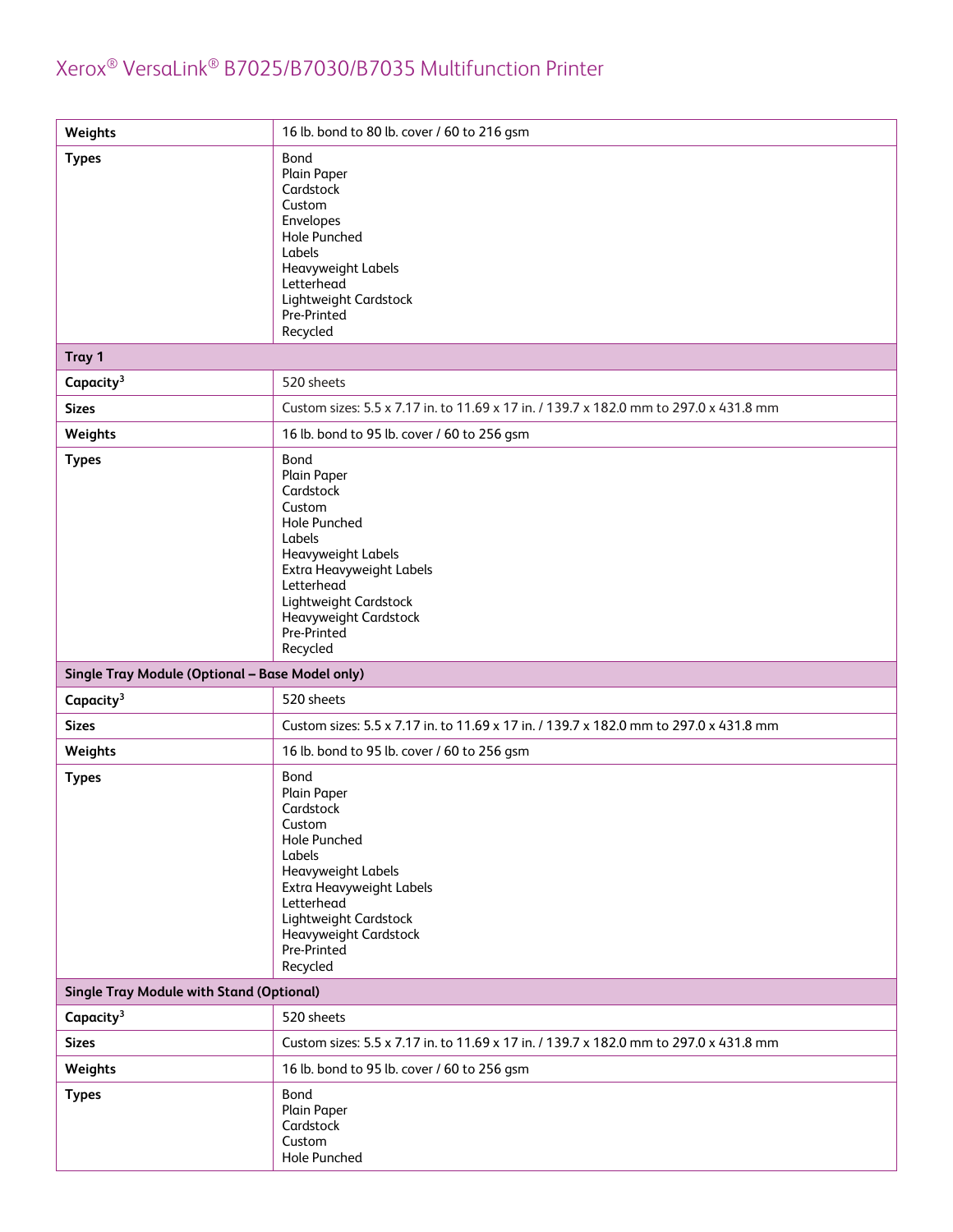| | |
|---|---|
| **Weights** | 16 lb. bond to 80 lb. cover / 60 to 216 gsm |
| **Types** | Bond<br>Plain Paper<br>Cardstock<br>Custom<br>Envelopes<br>Hole Punched<br>Labels<br>Heavyweight Labels<br>Letterhead<br>Lightweight Cardstock<br>Pre-Printed<br>Recycled |
| **Tray 1** | |
| **Capacity[3]** | 520 sheets |
| **Sizes** | Custom sizes: 5.5 x 7.17 in. to 11.69 x 17 in. / 139.7 x 182.0 mm to 297.0 x 431.8 mm |
| **Weights** | 16 lb. bond to 95 lb. cover / 60 to 256 gsm |
| **Types** | Bond<br>Plain Paper<br>Cardstock<br>Custom<br>Hole Punched<br>Labels<br>Heavyweight Labels<br>Extra Heavyweight Labels<br>Letterhead<br>Lightweight Cardstock<br>Heavyweight Cardstock<br>Pre-Printed<br>Recycled |
| **Single Tray Module (Optional – Base Model only)** | |
| **Capacity[3]** | 520 sheets |
| **Sizes** | Custom sizes: 5.5 x 7.17 in. to 11.69 x 17 in. / 139.7 x 182.0 mm to 297.0 x 431.8 mm |
| **Weights** | 16 lb. bond to 95 lb. cover / 60 to 256 gsm |
| **Types** | Bond<br>Plain Paper<br>Cardstock<br>Custom<br>Hole Punched<br>Labels<br>Heavyweight Labels<br>Extra Heavyweight Labels<br>Letterhead<br>Lightweight Cardstock<br>Heavyweight Cardstock<br>Pre-Printed<br>Recycled |
| **Single Tray Module with Stand (Optional)** | |
| **Capacity[3]** | 520 sheets |
| **Sizes** | Custom sizes: 5.5 x 7.17 in. to 11.69 x 17 in. / 139.7 x 182.0 mm to 297.0 x 431.8 mm |
| **Weights** | 16 lb. bond to 95 lb. cover / 60 to 256 gsm |
| **Types** | Bond<br>Plain Paper<br>Cardstock<br>Custom<br>Hole Punched |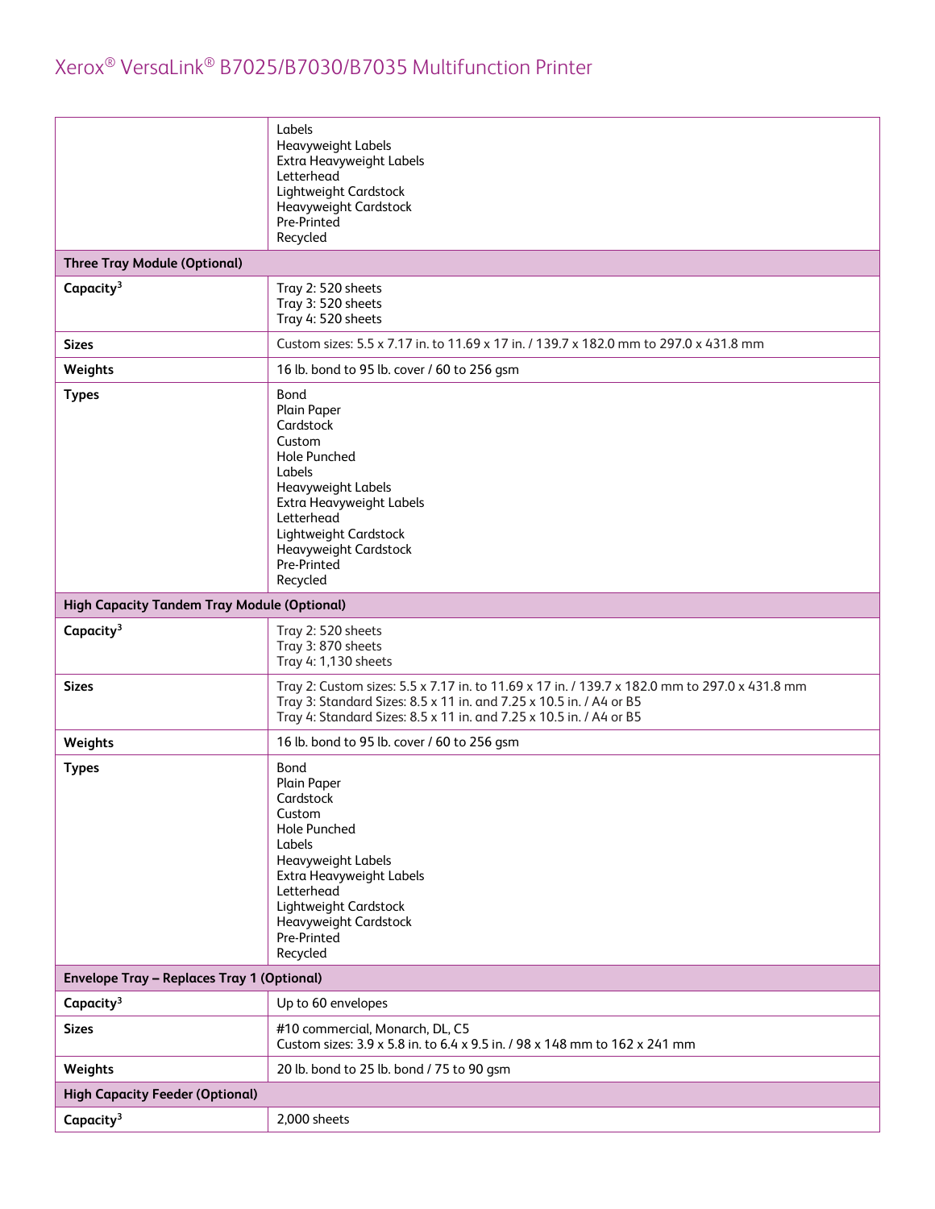| | |
|---|---|
| | Labels<br>Heavyweight Labels<br>Extra Heavyweight Labels<br>Letterhead<br>Lightweight Cardstock<br>Heavyweight Cardstock<br>Pre-Printed<br>Recycled |
| **Three Tray Module (Optional)** | |
| **Capacity**[3] | Tray 2: 520 sheets<br>Tray 3: 520 sheets<br>Tray 4: 520 sheets |
| **Sizes** | Custom sizes: 5.5 x 7.17 in. to 11.69 x 17 in. / 139.7 x 182.0 mm to 297.0 x 431.8 mm |
| **Weights** | 16 lb. bond to 95 lb. cover / 60 to 256 gsm |
| **Types** | Bond<br>Plain Paper<br>Cardstock<br>Custom<br>Hole Punched<br>Labels<br>Heavyweight Labels<br>Extra Heavyweight Labels<br>Letterhead<br>Lightweight Cardstock<br>Heavyweight Cardstock<br>Pre-Printed<br>Recycled |
| **High Capacity Tandem Tray Module (Optional)** | |
| **Capacity**[3] | Tray 2: 520 sheets<br>Tray 3: 870 sheets<br>Tray 4: 1,130 sheets |
| **Sizes** | Tray 2: Custom sizes: 5.5 x 7.17 in. to 11.69 x 17 in. / 139.7 x 182.0 mm to 297.0 x 431.8 mm<br>Tray 3: Standard Sizes: 8.5 x 11 in. and 7.25 x 10.5 in. / A4 or B5<br>Tray 4: Standard Sizes: 8.5 x 11 in. and 7.25 x 10.5 in. / A4 or B5 |
| **Weights** | 16 lb. bond to 95 lb. cover / 60 to 256 gsm |
| **Types** | Bond<br>Plain Paper<br>Cardstock<br>Custom<br>Hole Punched<br>Labels<br>Heavyweight Labels<br>Extra Heavyweight Labels<br>Letterhead<br>Lightweight Cardstock<br>Heavyweight Cardstock<br>Pre-Printed<br>Recycled |
| **Envelope Tray – Replaces Tray 1 (Optional)** | |
| **Capacity**[3] | Up to 60 envelopes |
| **Sizes** | #10 commercial, Monarch, DL, C5<br>Custom sizes: 3.9 x 5.8 in. to 6.4 x 9.5 in. / 98 x 148 mm to 162 x 241 mm |
| **Weights** | 20 lb. bond to 25 lb. bond / 75 to 90 gsm |
| **High Capacity Feeder (Optional)** | |
| **Capacity**[3] | 2,000 sheets |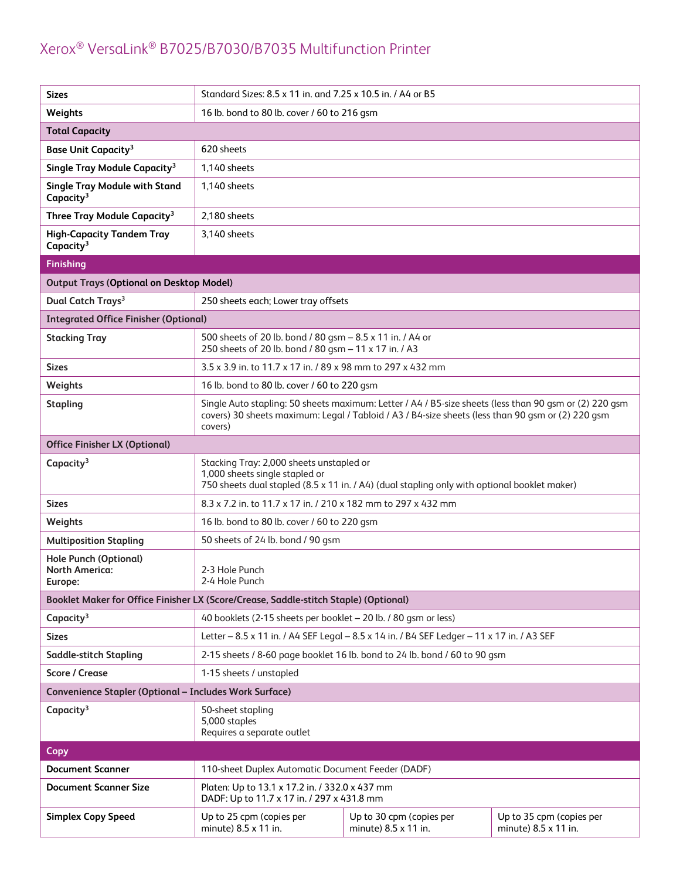# Xerox® VersaLink® B7025/B7030/B7035 Multifunction Printer

| | | | |
|---|---|---|---|
| **Sizes** | Standard Sizes: 8.5 x 11 in. and 7.25 x 10.5 in. / A4 or B5 | | |
| **Weights** | 16 lb. bond to 80 lb. cover / 60 to 216 gsm | | |
| **Total Capacity** | | | |
| **Base Unit Capacity**[3] | 620 sheets | | |
| **Single Tray Module Capacity**[3] | 1,140 sheets | | |
| **Single Tray Module with Stand Capacity**[3] | 1,140 sheets | | |
| **Three Tray Module Capacity**[3] | 2,180 sheets | | |
| **High-Capacity Tandem Tray Capacity**[3] | 3,140 sheets | | |
| **Finishing** | | | |
| **Output Trays (Optional on Desktop Model)** | | | |
| **Dual Catch Trays**[3] | 250 sheets each; Lower tray offsets | | |
| **Integrated Office Finisher (Optional)** | | | |
| **Stacking Tray** | 500 sheets of 20 lb. bond / 80 gsm – 8.5 x 11 in. / A4 or<br>250 sheets of 20 lb. bond / 80 gsm – 11 x 17 in. / A3 | | |
| **Sizes** | 3.5 x 3.9 in. to 11.7 x 17 in. / 89 x 98 mm to 297 x 432 mm | | |
| **Weights** | 16 lb. bond to 80 lb. cover / 60 to 220 gsm | | |
| **Stapling** | Single Auto stapling: 50 sheets maximum: Letter / A4 / B5-size sheets (less than 90 gsm or (2) 220 gsm covers) 30 sheets maximum: Legal / Tabloid / A3 / B4-size sheets (less than 90 gsm or (2) 220 gsm covers) | | |
| **Office Finisher LX (Optional)** | | | |
| **Capacity**[3] | Stacking Tray: 2,000 sheets unstapled or<br>1,000 sheets single stapled or<br>750 sheets dual stapled (8.5 x 11 in. / A4) (dual stapling only with optional booklet maker) | | |
| **Sizes** | 8.3 x 7.2 in. to 11.7 x 17 in. / 210 x 182 mm to 297 x 432 mm | | |
| **Weights** | 16 lb. bond to 80 lb. cover / 60 to 220 gsm | | |
| **Multiposition Stapling** | 50 sheets of 24 lb. bond / 90 gsm | | |
| **Hole Punch (Optional)**<br>**North America:**<br>**Europe:** | <br>2-3 Hole Punch<br>2-4 Hole Punch | | |
| **Booklet Maker for Office Finisher LX (Score/Crease, Saddle-stitch Staple) (Optional)** | | | |
| **Capacity**[3] | 40 booklets (2-15 sheets per booklet – 20 lb. / 80 gsm or less) | | |
| **Sizes** | Letter – 8.5 x 11 in. / A4 SEF Legal – 8.5 x 14 in. / B4 SEF Ledger – 11 x 17 in. / A3 SEF | | |
| **Saddle-stitch Stapling** | 2-15 sheets / 8-60 page booklet 16 lb. bond to 24 lb. bond / 60 to 90 gsm | | |
| **Score / Crease** | 1-15 sheets / unstapled | | |
| **Convenience Stapler (Optional – Includes Work Surface)** | | | |
| **Capacity**[3] | 50-sheet stapling<br>5,000 staples<br>Requires a separate outlet | | |
| **Copy** | | | |
| **Document Scanner** | 110-sheet Duplex Automatic Document Feeder (DADF) | | |
| **Document Scanner Size** | Platen: Up to 13.1 x 17.2 in. / 332.0 x 437 mm<br>DADF: Up to 11.7 x 17 in. / 297 x 431.8 mm | | |
| **Simplex Copy Speed** | Up to 25 cpm (copies per minute) 8.5 x 11 in. | Up to 30 cpm (copies per minute) 8.5 x 11 in. | Up to 35 cpm (copies per minute) 8.5 x 11 in. |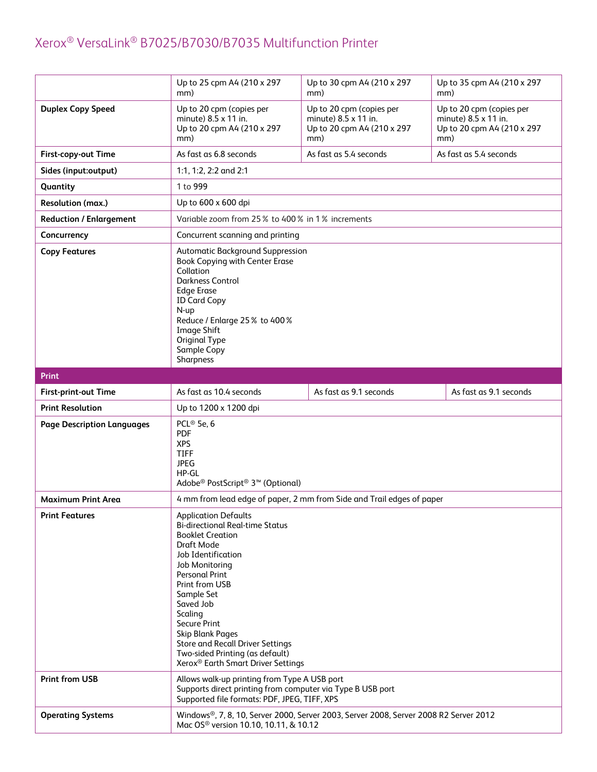# Xerox® VersaLink® B7025/B7030/B7035 Multifunction Printer

| | | | |
|---|---|---|---|
| | Up to 25 cpm A4 (210 x 297 mm) | Up to 30 cpm A4 (210 x 297 mm) | Up to 35 cpm A4 (210 x 297 mm) |
| **Duplex Copy Speed** | Up to 20 cpm (copies per minute) 8.5 x 11 in.<br>Up to 20 cpm A4 (210 x 297 mm) | Up to 20 cpm (copies per minute) 8.5 x 11 in.<br>Up to 20 cpm A4 (210 x 297 mm) | Up to 20 cpm (copies per minute) 8.5 x 11 in.<br>Up to 20 cpm A4 (210 x 297 mm) |
| **First-copy-out Time** | As fast as 6.8 seconds | As fast as 5.4 seconds | As fast as 5.4 seconds |
| **Sides (input:output)** | 1:1, 1:2, 2:2 and 2:1 | | |
| **Quantity** | 1 to 999 | | |
| **Resolution (max.)** | Up to 600 x 600 dpi | | |
| **Reduction / Enlargement** | Variable zoom from 25% to 400% in 1% increments | | |
| **Concurrency** | Concurrent scanning and printing | | |
| **Copy Features** | Automatic Background Suppression<br>Book Copying with Center Erase<br>Collation<br>Darkness Control<br>Edge Erase<br>ID Card Copy<br>N-up<br>Reduce / Enlarge 25% to 400%<br>Image Shift<br>Original Type<br>Sample Copy<br>Sharpness | | |
| **Print** | | | |
| **First-print-out Time** | As fast as 10.4 seconds | As fast as 9.1 seconds | As fast as 9.1 seconds |
| **Print Resolution** | Up to 1200 x 1200 dpi | | |
| **Page Description Languages** | PCL® 5e, 6<br>PDF<br>XPS<br>TIFF<br>JPEG<br>HP-GL<br>Adobe® PostScript® 3™ (Optional) | | |
| **Maximum Print Area** | 4 mm from lead edge of paper, 2 mm from Side and Trail edges of paper | | |
| **Print Features** | Application Defaults<br>Bi-directional Real-time Status<br>Booklet Creation<br>Draft Mode<br>Job Identification<br>Job Monitoring<br>Personal Print<br>Print from USB<br>Sample Set<br>Saved Job<br>Scaling<br>Secure Print<br>Skip Blank Pages<br>Store and Recall Driver Settings<br>Two-sided Printing (as default)<br>Xerox® Earth Smart Driver Settings | | |
| **Print from USB** | Allows walk-up printing from Type A USB port<br>Supports direct printing from computer via Type B USB port<br>Supported file formats: PDF, JPEG, TIFF, XPS | | |
| **Operating Systems** | Windows®, 7, 8, 10, Server 2000, Server 2003, Server 2008, Server 2008 R2 Server 2012<br>Mac OS® version 10.10, 10.11, & 10.12 | | |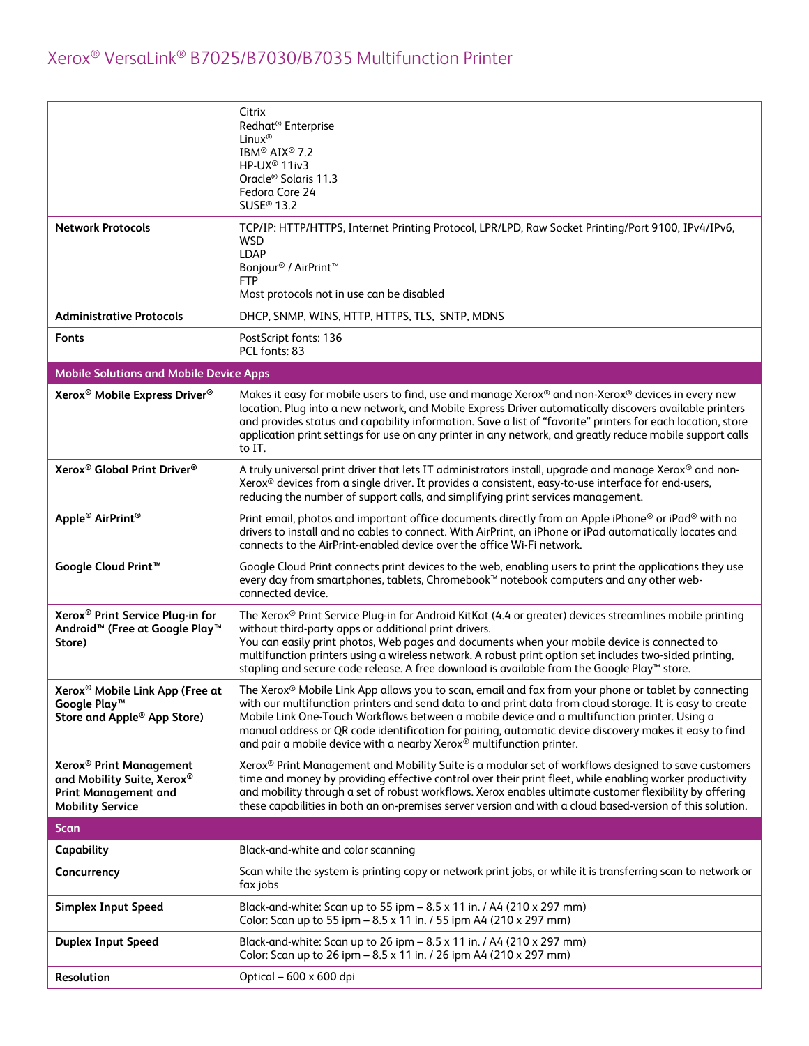| | |
|---|---|
| | Citrix<br>Redhat® Enterprise<br>Linux®<br>IBM® AIX® 7.2<br>HP-UX® 11iv3<br>Oracle® Solaris 11.3<br>Fedora Core 24<br>SUSE® 13.2 |
| **Network Protocols** | TCP/IP: HTTP/HTTPS, Internet Printing Protocol, LPR/LPD, Raw Socket Printing/Port 9100, IPv4/IPv6, WSD<br>LDAP<br>Bonjour® / AirPrint™<br>FTP<br>Most protocols not in use can be disabled |
| **Administrative Protocols** | DHCP, SNMP, WINS, HTTP, HTTPS, TLS, SNTP, MDNS |
| **Fonts** | PostScript fonts: 136<br>PCL fonts: 83 |
| **Mobile Solutions and Mobile Device Apps** | |
| **Xerox® Mobile Express Driver®** | Makes it easy for mobile users to find, use and manage Xerox® and non-Xerox® devices in every new location. Plug into a new network, and Mobile Express Driver automatically discovers available printers and provides status and capability information. Save a list of "favorite" printers for each location, store application print settings for use on any printer in any network, and greatly reduce mobile support calls to IT. |
| **Xerox® Global Print Driver®** | A truly universal print driver that lets IT administrators install, upgrade and manage Xerox® and non-Xerox® devices from a single driver. It provides a consistent, easy-to-use interface for end-users, reducing the number of support calls, and simplifying print services management. |
| **Apple® AirPrint®** | Print email, photos and important office documents directly from an Apple iPhone® or iPad® with no drivers to install and no cables to connect. With AirPrint, an iPhone or iPad automatically locates and connects to the AirPrint-enabled device over the office Wi-Fi network. |
| **Google Cloud Print™** | Google Cloud Print connects print devices to the web, enabling users to print the applications they use every day from smartphones, tablets, Chromebook™ notebook computers and any other web-connected device. |
| **Xerox® Print Service Plug-in for Android™ (Free at Google Play™ Store)** | The Xerox® Print Service Plug-in for Android KitKat (4.4 or greater) devices streamlines mobile printing without third-party apps or additional print drivers.<br>You can easily print photos, Web pages and documents when your mobile device is connected to multifunction printers using a wireless network. A robust print option set includes two-sided printing, stapling and secure code release. A free download is available from the Google Play™ store. |
| **Xerox® Mobile Link App (Free at Google Play™ Store and Apple® App Store)** | The Xerox® Mobile Link App allows you to scan, email and fax from your phone or tablet by connecting with our multifunction printers and send data to and print data from cloud storage. It is easy to create Mobile Link One-Touch Workflows between a mobile device and a multifunction printer. Using a manual address or QR code identification for pairing, automatic device discovery makes it easy to find and pair a mobile device with a nearby Xerox® multifunction printer. |
| **Xerox® Print Management and Mobility Suite, Xerox® Print Management and Mobility Service** | Xerox® Print Management and Mobility Suite is a modular set of workflows designed to save customers time and money by providing effective control over their print fleet, while enabling worker productivity and mobility through a set of robust workflows. Xerox enables ultimate customer flexibility by offering these capabilities in both an on-premises server version and with a cloud based-version of this solution. |
| **Scan** | |
| **Capability** | Black-and-white and color scanning |
| **Concurrency** | Scan while the system is printing copy or network print jobs, or while it is transferring scan to network or fax jobs |
| **Simplex Input Speed** | Black-and-white: Scan up to 55 ipm – 8.5 x 11 in. / A4 (210 x 297 mm)<br>Color: Scan up to 55 ipm – 8.5 x 11 in. / 55 ipm A4 (210 x 297 mm) |
| **Duplex Input Speed** | Black-and-white: Scan up to 26 ipm – 8.5 x 11 in. / A4 (210 x 297 mm)<br>Color: Scan up to 26 ipm – 8.5 x 11 in. / 26 ipm A4 (210 x 297 mm) |
| **Resolution** | Optical – 600 x 600 dpi |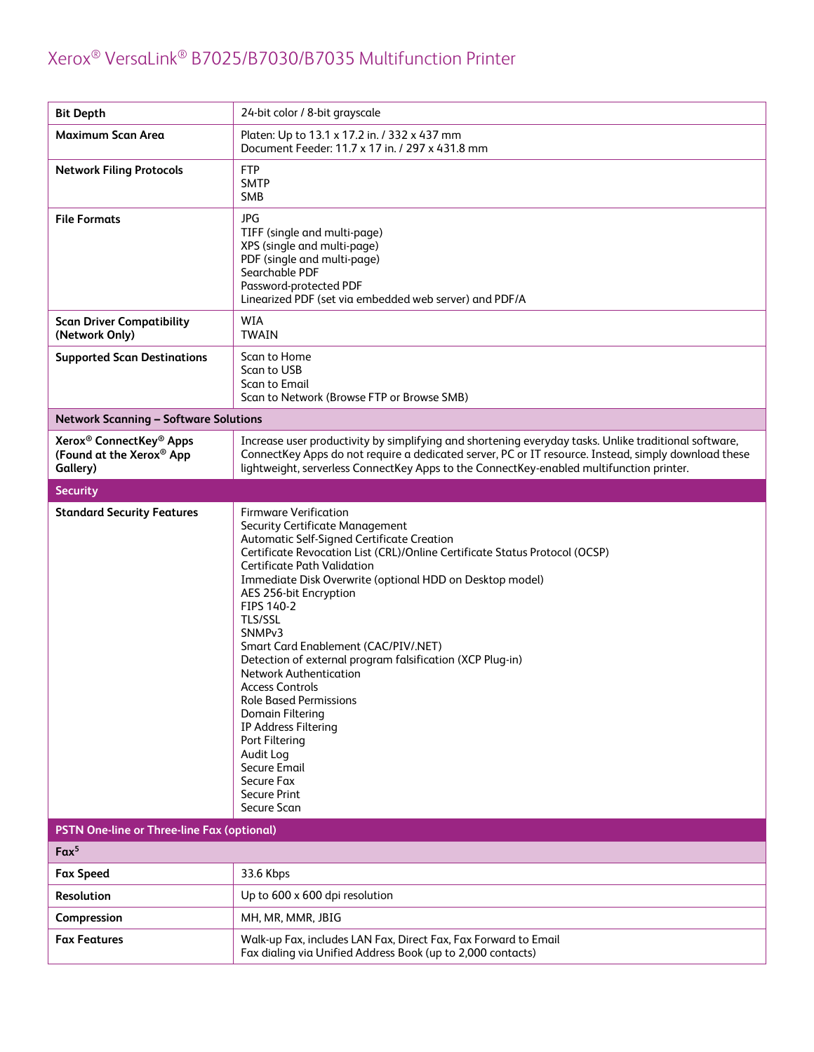| Bit Depth | 24-bit color / 8-bit grayscale |
|---|---|
| Maximum Scan Area | Platen: Up to 13.1 x 17.2 in. / 332 x 437 mm<br>Document Feeder: 11.7 x 17 in. / 297 x 431.8 mm |
| Network Filing Protocols | FTP<br>SMTP<br>SMB |
| File Formats | JPG<br>TIFF (single and multi-page)<br>XPS (single and multi-page)<br>PDF (single and multi-page)<br>Searchable PDF<br>Password-protected PDF<br>Linearized PDF (set via embedded web server) and PDF/A |
| Scan Driver Compatibility (Network Only) | WIA<br>TWAIN |
| Supported Scan Destinations | Scan to Home<br>Scan to USB<br>Scan to Email<br>Scan to Network (Browse FTP or Browse SMB) |
| **Network Scanning – Software Solutions** | |
| Xerox® ConnectKey® Apps (Found at the Xerox® App Gallery) | Increase user productivity by simplifying and shortening everyday tasks. Unlike traditional software, ConnectKey Apps do not require a dedicated server, PC or IT resource. Instead, simply download these lightweight, serverless ConnectKey Apps to the ConnectKey-enabled multifunction printer. |
| **Security** | |
| Standard Security Features | Firmware Verification<br>Security Certificate Management<br>Automatic Self-Signed Certificate Creation<br>Certificate Revocation List (CRL)/Online Certificate Status Protocol (OCSP)<br>Certificate Path Validation<br>Immediate Disk Overwrite (optional HDD on Desktop model)<br>AES 256-bit Encryption<br>FIPS 140-2<br>TLS/SSL<br>SNMPv3<br>Smart Card Enablement (CAC/PIV/.NET)<br>Detection of external program falsification (XCP Plug-in)<br>Network Authentication<br>Access Controls<br>Role Based Permissions<br>Domain Filtering<br>IP Address Filtering<br>Port Filtering<br>Audit Log<br>Secure Email<br>Secure Fax<br>Secure Print<br>Secure Scan |
| **PSTN One-line or Three-line Fax (optional)** | |
| **Fax[5]** | |
| Fax Speed | 33.6 Kbps |
| Resolution | Up to 600 x 600 dpi resolution |
| Compression | MH, MR, MMR, JBIG |
| Fax Features | Walk-up Fax, includes LAN Fax, Direct Fax, Fax Forward to Email<br>Fax dialing via Unified Address Book (up to 2,000 contacts) |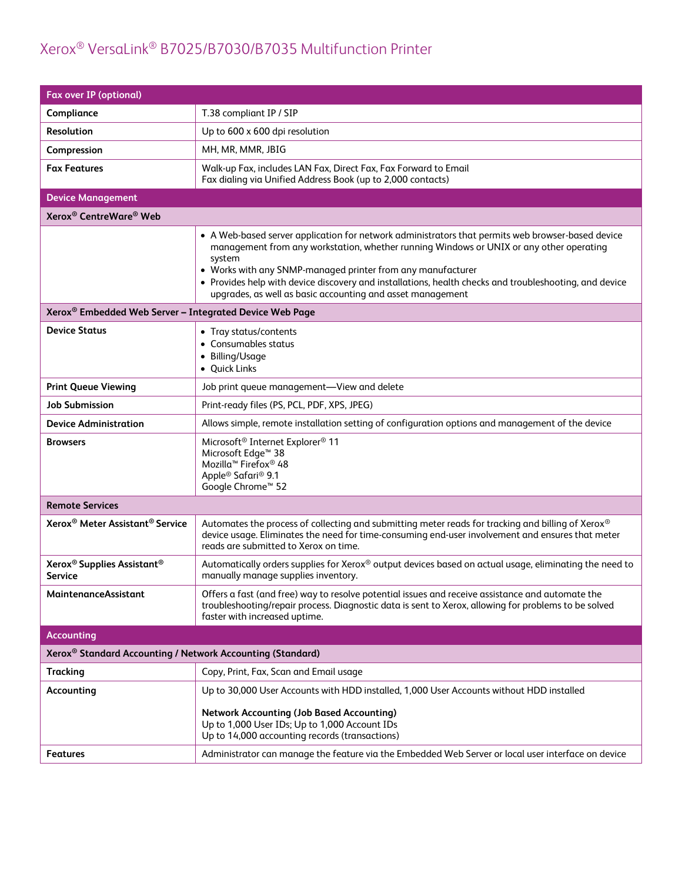| Fax over IP (optional) | |
|---|---|
| **Compliance** | T.38 compliant IP / SIP |
| **Resolution** | Up to 600 x 600 dpi resolution |
| **Compression** | MH, MR, MMR, JBIG |
| **Fax Features** | Walk-up Fax, includes LAN Fax, Direct Fax, Fax Forward to Email<br>Fax dialing via Unified Address Book (up to 2,000 contacts) |
| **Device Management** | |
| **Xerox® CentreWare® Web** | |
| | • A Web-based server application for network administrators that permits web browser-based device management from any workstation, whether running Windows or UNIX or any other operating system<br>• Works with any SNMP-managed printer from any manufacturer<br>• Provides help with device discovery and installations, health checks and troubleshooting, and device upgrades, as well as basic accounting and asset management |
| **Xerox® Embedded Web Server – Integrated Device Web Page** | |
| **Device Status** | • Tray status/contents<br>• Consumables status<br>• Billing/Usage<br>• Quick Links |
| **Print Queue Viewing** | Job print queue management—View and delete |
| **Job Submission** | Print-ready files (PS, PCL, PDF, XPS, JPEG) |
| **Device Administration** | Allows simple, remote installation setting of configuration options and management of the device |
| **Browsers** | Microsoft® Internet Explorer® 11<br>Microsoft Edge™ 38<br>Mozilla™ Firefox® 48<br>Apple® Safari® 9.1<br>Google Chrome™ 52 |
| **Remote Services** | |
| **Xerox® Meter Assistant® Service** | Automates the process of collecting and submitting meter reads for tracking and billing of Xerox® device usage. Eliminates the need for time-consuming end-user involvement and ensures that meter reads are submitted to Xerox on time. |
| **Xerox® Supplies Assistant® Service** | Automatically orders supplies for Xerox® output devices based on actual usage, eliminating the need to manually manage supplies inventory. |
| **MaintenanceAssistant** | Offers a fast (and free) way to resolve potential issues and receive assistance and automate the troubleshooting/repair process. Diagnostic data is sent to Xerox, allowing for problems to be solved faster with increased uptime. |
| **Accounting** | |
| **Xerox® Standard Accounting / Network Accounting (Standard)** | |
| **Tracking** | Copy, Print, Fax, Scan and Email usage |
| **Accounting** | Up to 30,000 User Accounts with HDD installed, 1,000 User Accounts without HDD installed<br><br>**Network Accounting (Job Based Accounting)**<br>Up to 1,000 User IDs; Up to 1,000 Account IDs<br>Up to 14,000 accounting records (transactions) |
| **Features** | Administrator can manage the feature via the Embedded Web Server or local user interface on device |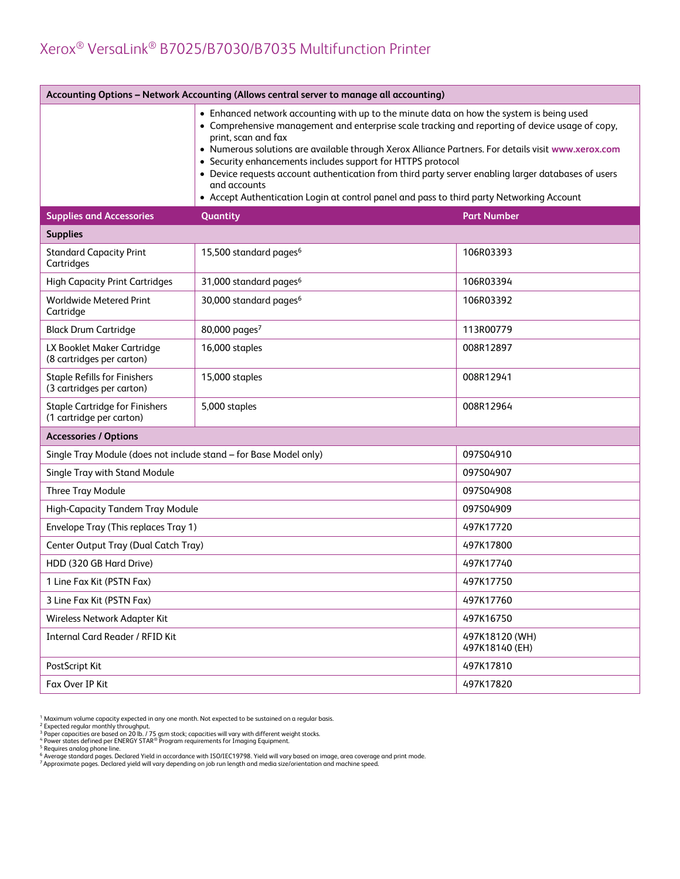| Accounting Options – Network Accounting (Allows central server to manage all accounting) | | |
|---|---|---|
| | • Enhanced network accounting with up to the minute data on how the system is being used<br>• Comprehensive management and enterprise scale tracking and reporting of device usage of copy, print, scan and fax<br>• Numerous solutions are available through Xerox Alliance Partners. For details visit **www.xerox.com**<br>• Security enhancements includes support for HTTPS protocol<br>• Device requests account authentication from third party server enabling larger databases of users and accounts<br>• Accept Authentication Login at control panel and pass to third party Networking Account | |

| Supplies and Accessories | Quantity | Part Number |
|---|---|---|
| **Supplies** | | |
| Standard Capacity Print Cartridges | 15,500 standard pages[6] | 106R03393 |
| High Capacity Print Cartridges | 31,000 standard pages[6] | 106R03394 |
| Worldwide Metered Print Cartridge | 30,000 standard pages[6] | 106R03392 |
| Black Drum Cartridge | 80,000 pages[7] | 113R00779 |
| LX Booklet Maker Cartridge (8 cartridges per carton) | 16,000 staples | 008R12897 |
| Staple Refills for Finishers (3 cartridges per carton) | 15,000 staples | 008R12941 |
| Staple Cartridge for Finishers (1 cartridge per carton) | 5,000 staples | 008R12964 |
| **Accessories / Options** | | |
| Single Tray Module (does not include stand – for Base Model only) | | 097S04910 |
| Single Tray with Stand Module | | 097S04907 |
| Three Tray Module | | 097S04908 |
| High-Capacity Tandem Tray Module | | 097S04909 |
| Envelope Tray (This replaces Tray 1) | | 497K17720 |
| Center Output Tray (Dual Catch Tray) | | 497K17800 |
| HDD (320 GB Hard Drive) | | 497K17740 |
| 1 Line Fax Kit (PSTN Fax) | | 497K17750 |
| 3 Line Fax Kit (PSTN Fax) | | 497K17760 |
| Wireless Network Adapter Kit | | 497K16750 |
| Internal Card Reader / RFID Kit | | 497K18120 (WH)<br>497K18140 (EH) |
| PostScript Kit | | 497K17810 |
| Fax Over IP Kit | | 497K17820 |

[1] Maximum volume capacity expected in any one month. Not expected to be sustained on a regular basis.
[2] Expected regular monthly throughput.
[3] Paper capacities are based on 20 lb. / 75 gsm stock; capacities will vary with different weight stocks.
[4] Power states defined per ENERGY STAR® Program requirements for Imaging Equipment.
[5] Requires analog phone line.
[6] Average standard pages. Declared Yield in accordance with ISO/IEC19798. Yield will vary based on image, area coverage and print mode.
[7] Approximate pages. Declared yield will vary depending on job run length and media size/orientation and machine speed.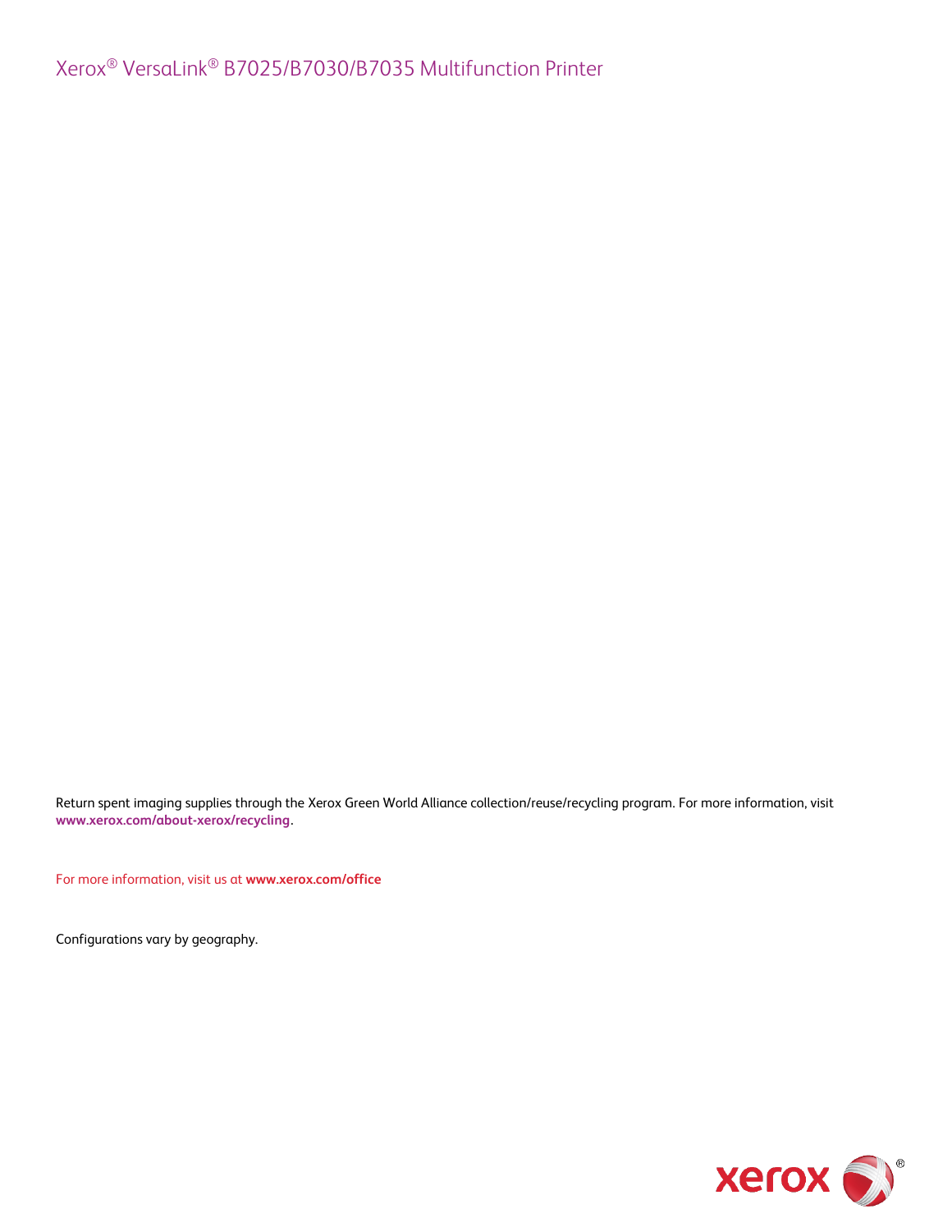Return spent imaging supplies through the Xerox Green World Alliance collection/reuse/recycling program. For more information, visit **www.xerox.com/about-xerox/recycling**.

For more information, visit us at **www.xerox.com/office**

Configurations vary by geography.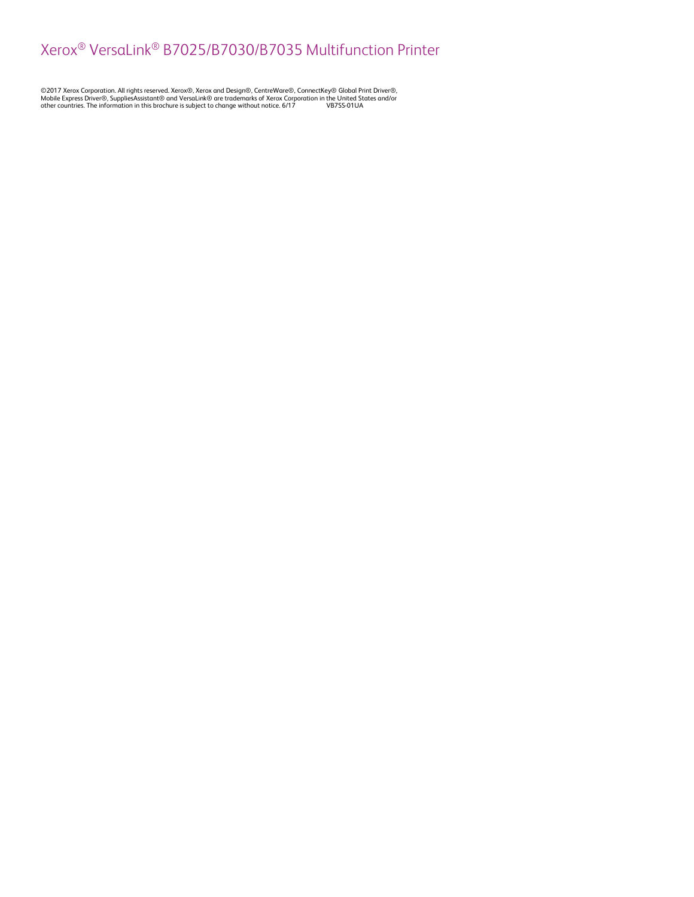# Xerox® VersaLink® B7025/B7030/B7035 Multifunction Printer

©2017 Xerox Corporation. All rights reserved. Xerox®, Xerox and Design®, CentreWare®, ConnectKey® Global Print Driver®, Mobile Express Driver®, SuppliesAssistant® and VersaLink® are trademarks of Xerox Corporation in the United States and/or other countries. The information in this brochure is subject to change without notice. 6/17 VB7SS-01UA